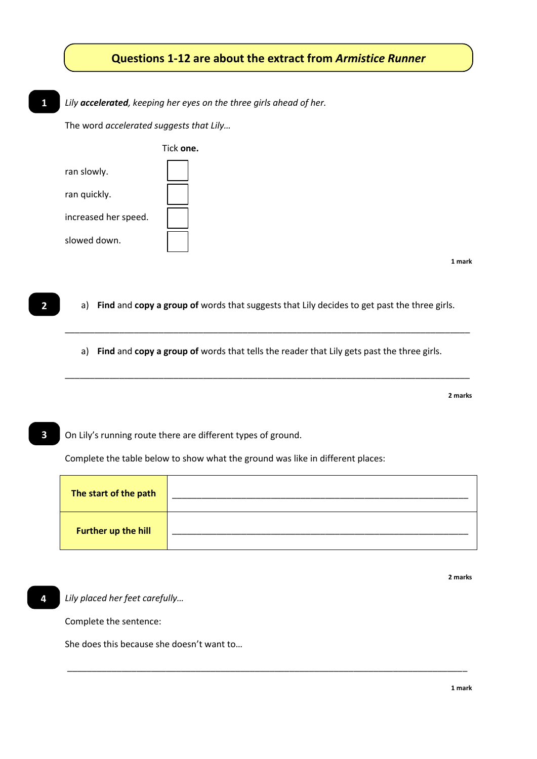## Questions 1-12 are about the extract from *Armistice Runner*

**1** *Lily **accelerated**, keeping her eyes on the three girls ahead of her.*

The word *accelerated suggests that Lily…*

| | Tick **one.** |
|---|---|
| ran slowly. | ☐ |
| ran quickly. | ☐ |
| increased her speed. | ☐ |
| slowed down. | ☐ |

1 mark

**2** a) **Find** and **copy a group of** words that suggests that Lily decides to get past the three girls.

___________________________________________________________________________________

a) **Find** and **copy a group of** words that tells the reader that Lily gets past the three girls.

___________________________________________________________________________________

2 marks

**3** On Lily's running route there are different types of ground.

Complete the table below to show what the ground was like in different places:

| | |
|---|---|
| **The start of the path** | ___________________________________________________ |
| **Further up the hill** | ___________________________________________________ |

2 marks

**4** *Lily placed her feet carefully…*

Complete the sentence:

She does this because she doesn't want to…

___________________________________________________________________________________

1 mark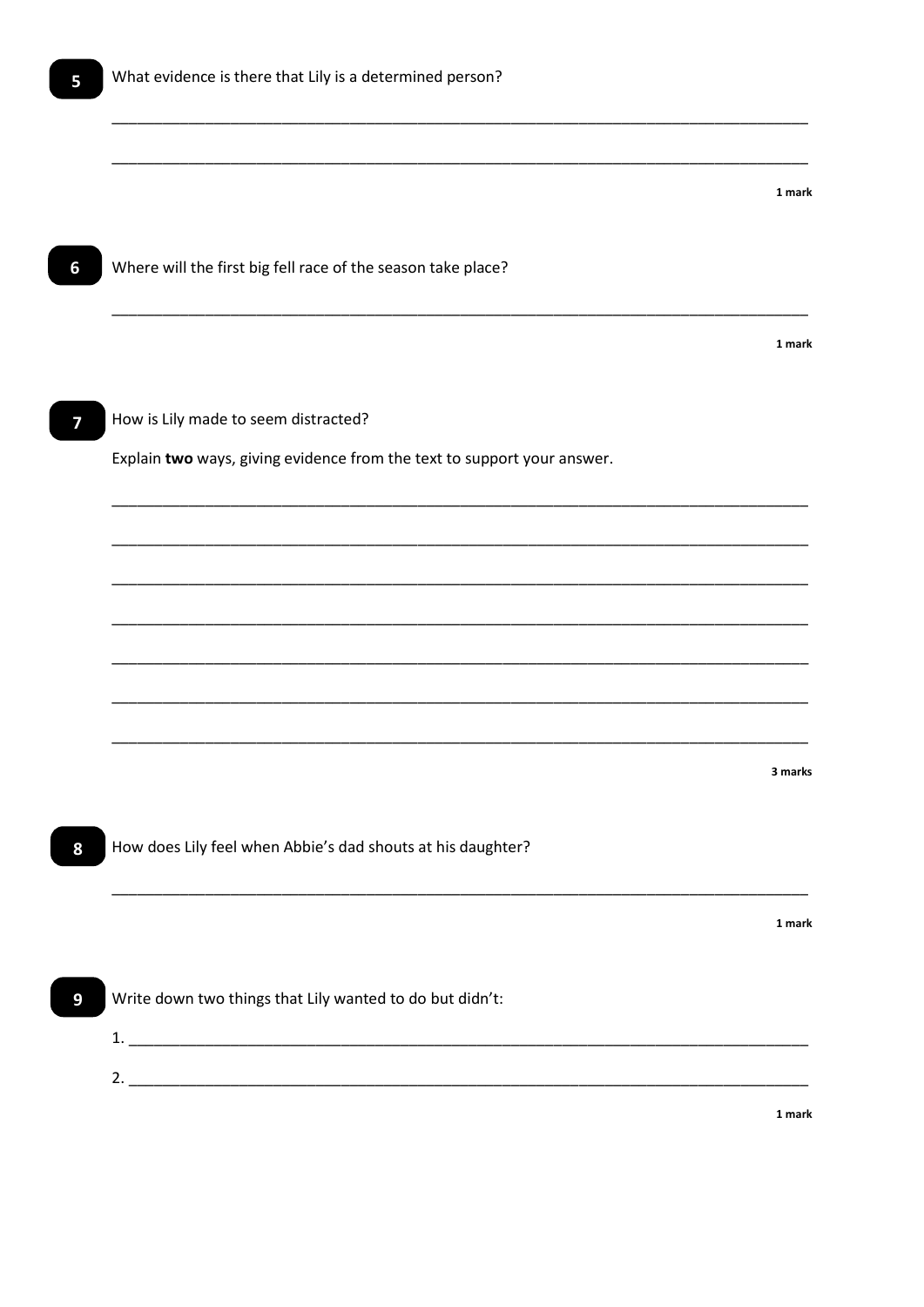**5** What evidence is there that Lily is a determined person?

_______________________________________________________________________________

_______________________________________________________________________________

1 mark

**6** Where will the first big fell race of the season take place?

_______________________________________________________________________________

1 mark

**7** How is Lily made to seem distracted?

Explain **two** ways, giving evidence from the text to support your answer.

_______________________________________________________________________________

_______________________________________________________________________________

_______________________________________________________________________________

_______________________________________________________________________________

_______________________________________________________________________________

_______________________________________________________________________________

_______________________________________________________________________________

3 marks

**8** How does Lily feel when Abbie's dad shouts at his daughter?

_______________________________________________________________________________

1 mark

**9** Write down two things that Lily wanted to do but didn't:

1. _____________________________________________________________________________

2. _____________________________________________________________________________

1 mark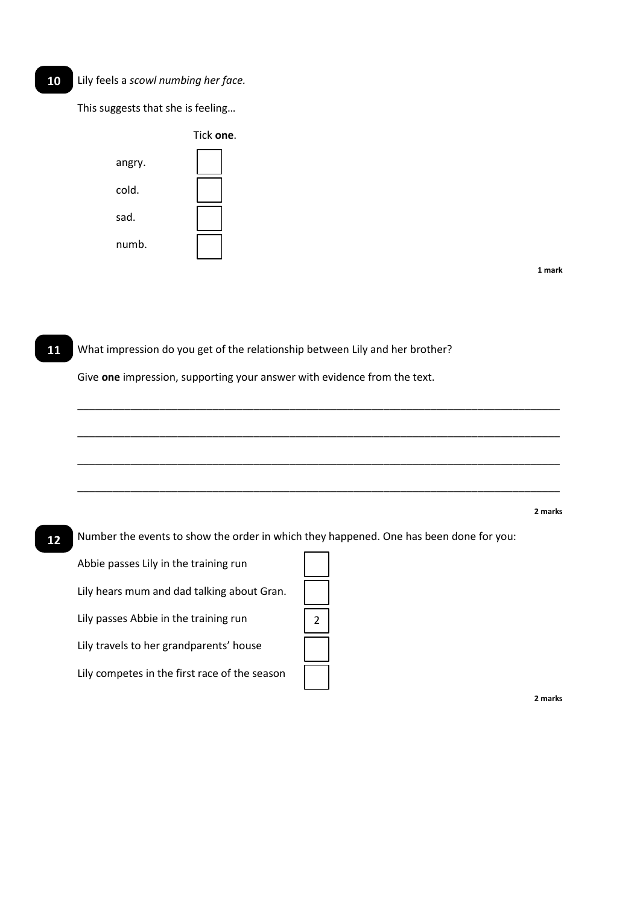**10** Lily feels a *scowl numbing her face.*

This suggests that she is feeling…

| | Tick **one**. |
|---|---|
| angry. | ☐ |
| cold. | ☐ |
| sad. | ☐ |
| numb. | ☐ |

1 mark

**11** What impression do you get of the relationship between Lily and her brother?

Give **one** impression, supporting your answer with evidence from the text.

_______________________________________________________________________________

_______________________________________________________________________________

_______________________________________________________________________________

_______________________________________________________________________________

2 marks

**12** Number the events to show the order in which they happened. One has been done for you:

| | |
|---|---|
| Abbie passes Lily in the training run | ☐ |
| Lily hears mum and dad talking about Gran. | ☐ |
| Lily passes Abbie in the training run | 2 |
| Lily travels to her grandparents' house | ☐ |
| Lily competes in the first race of the season | ☐ |

2 marks